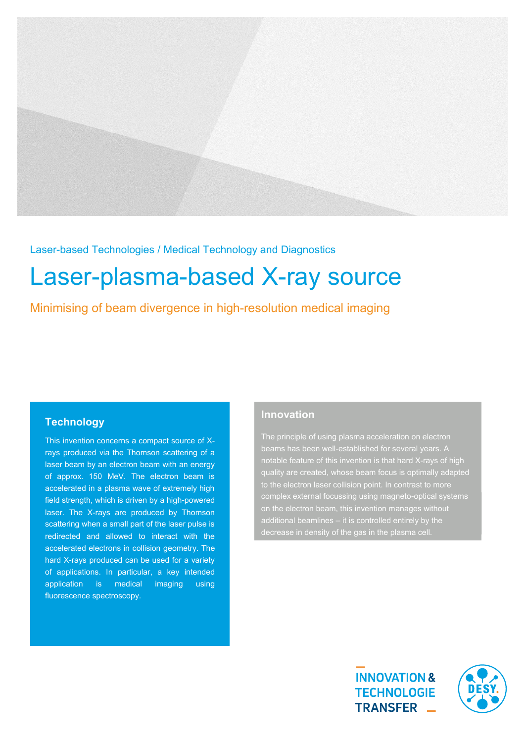Laser-based Technologies / Medical Technology and Diagnostics

# Laser-plasma-based X-ray source

## Minimising of beam divergence in high-resolution medical imaging

### Technology

This invention concerns a compact source of X-rays produced via the Thomson scattering of a laser beam by an electron beam with an energy of approx. 150 MeV. The electron beam is accelerated in a plasma wave of extremely high field strength, which is driven by a high-powered laser. The X-rays are produced by Thomson scattering when a small part of the laser pulse is redirected and allowed to interact with the accelerated electrons in collision geometry. The hard X-rays produced can be used for a variety of applications. In particular, a key intended application is medical imaging using fluorescence spectroscopy.

### Innovation

The principle of using plasma acceleration on electron beams has been well-established for several years. A notable feature of this invention is that hard X-rays of high quality are created, whose beam focus is optimally adapted to the electron laser collision point. In contrast to more complex external focussing using magneto-optical systems on the electron beam, this invention manages without additional beamlines – it is controlled entirely by the decrease in density of the gas in the plasma cell.

INNOVATION & TECHNOLOGIE TRANSFER

DESY.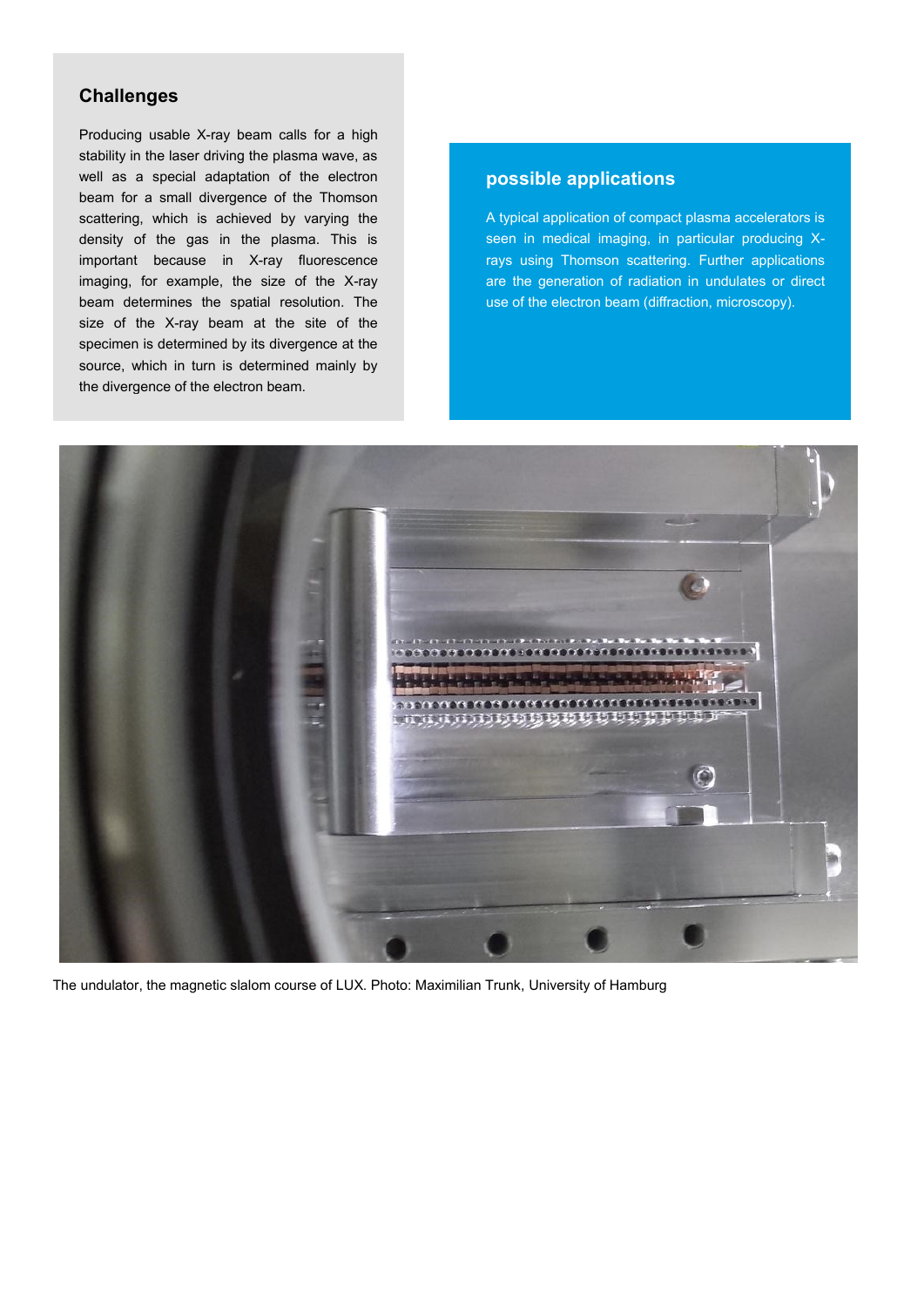## Challenges

Producing usable X-ray beam calls for a high stability in the laser driving the plasma wave, as well as a special adaptation of the electron beam for a small divergence of the Thomson scattering, which is achieved by varying the density of the gas in the plasma. This is important because in X-ray fluorescence imaging, for example, the size of the X-ray beam determines the spatial resolution. The size of the X-ray beam at the site of the specimen is determined by its divergence at the source, which in turn is determined mainly by the divergence of the electron beam.

## possible applications

A typical application of compact plasma accelerators is seen in medical imaging, in particular producing X-rays using Thomson scattering. Further applications are the generation of radiation in undulates or direct use of the electron beam (diffraction, microscopy).

The undulator, the magnetic slalom course of LUX. Photo: Maximilian Trunk, University of Hamburg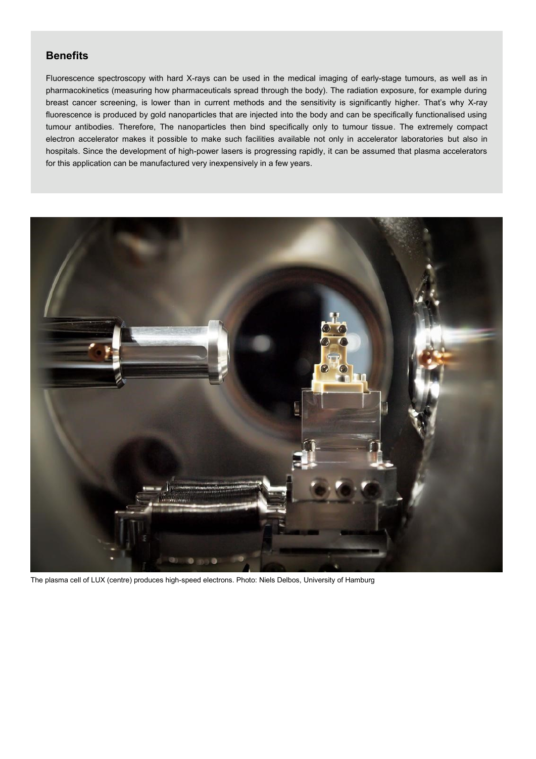## Benefits

Fluorescence spectroscopy with hard X-rays can be used in the medical imaging of early-stage tumours, as well as in pharmacokinetics (measuring how pharmaceuticals spread through the body). The radiation exposure, for example during breast cancer screening, is lower than in current methods and the sensitivity is significantly higher. That's why X-ray fluorescence is produced by gold nanoparticles that are injected into the body and can be specifically functionalised using tumour antibodies. Therefore, The nanoparticles then bind specifically only to tumour tissue. The extremely compact electron accelerator makes it possible to make such facilities available not only in accelerator laboratories but also in hospitals. Since the development of high-power lasers is progressing rapidly, it can be assumed that plasma accelerators for this application can be manufactured very inexpensively in a few years.

The plasma cell of LUX (centre) produces high-speed electrons. Photo: Niels Delbos, University of Hamburg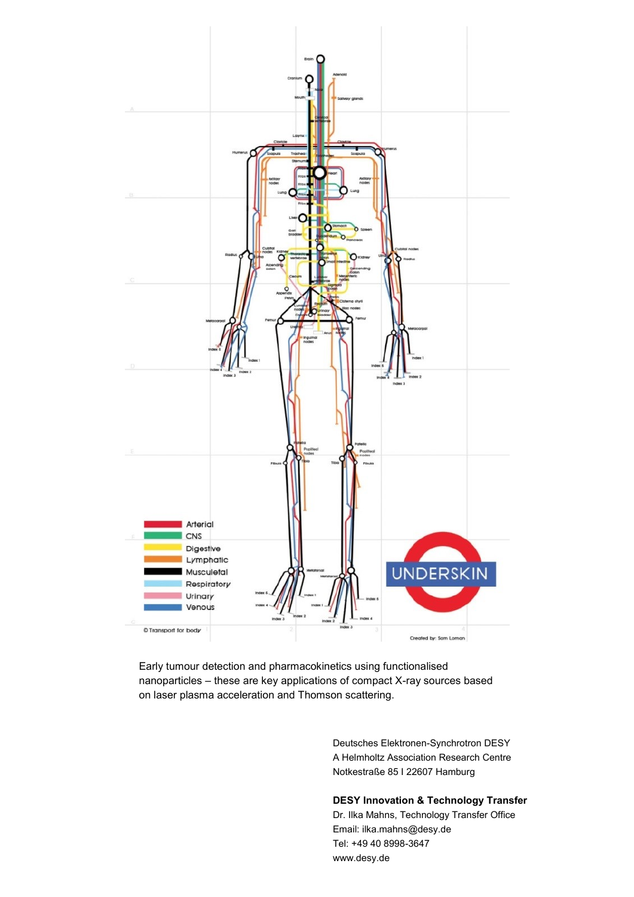Arterial
CNS
Digestive
Lymphatic
Musculetal
Respiratory
Urinary
Venous

UNDERSKIN

© Transport for body

Created by: Sam Loman

Early tumour detection and pharmacokinetics using functionalised nanoparticles – these are key applications of compact X-ray sources based on laser plasma acceleration and Thomson scattering.

Deutsches Elektronen-Synchrotron DESY
A Helmholtz Association Research Centre
Notkestraße 85 I 22607 Hamburg

**DESY Innovation & Technology Transfer**
Dr. Ilka Mahns, Technology Transfer Office
Email: ilka.mahns@desy.de
Tel: +49 40 8998-3647
www.desy.de